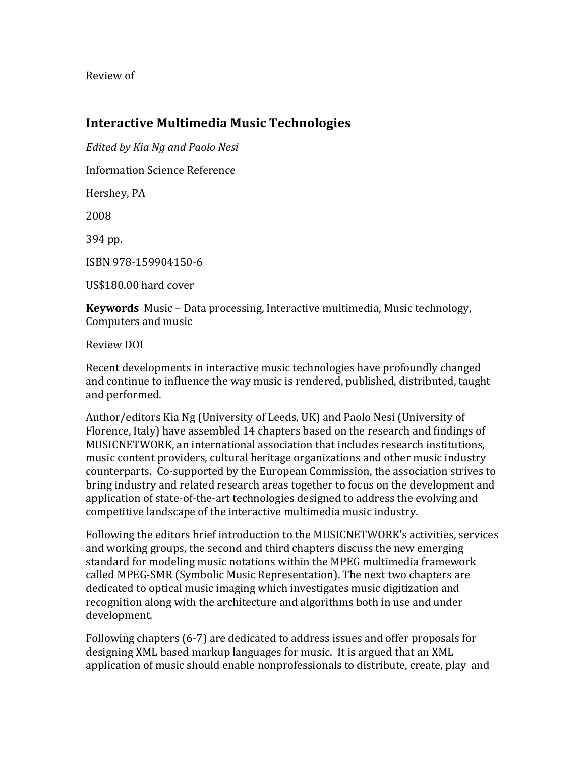Review of

## Interactive Multimedia Music Technologies

*Edited by Kia Ng and Paolo Nesi*

Information Science Reference

Hershey, PA

2008

394 pp.

ISBN 978-159904150-6

US$180.00 hard cover

**Keywords** Music – Data processing, Interactive multimedia, Music technology, Computers and music

Review DOI

Recent developments in interactive music technologies have profoundly changed and continue to influence the way music is rendered, published, distributed, taught and performed.

Author/editors Kia Ng (University of Leeds, UK) and Paolo Nesi (University of Florence, Italy) have assembled 14 chapters based on the research and findings of MUSICNETWORK, an international association that includes research institutions, music content providers, cultural heritage organizations and other music industry counterparts. Co-supported by the European Commission, the association strives to bring industry and related research areas together to focus on the development and application of state-of-the-art technologies designed to address the evolving and competitive landscape of the interactive multimedia music industry.

Following the editors brief introduction to the MUSICNETWORK's activities, services and working groups, the second and third chapters discuss the new emerging standard for modeling music notations within the MPEG multimedia framework called MPEG-SMR (Symbolic Music Representation). The next two chapters are dedicated to optical music imaging which investigates music digitization and recognition along with the architecture and algorithms both in use and under development.

Following chapters (6-7) are dedicated to address issues and offer proposals for designing XML based markup languages for music. It is argued that an XML application of music should enable nonprofessionals to distribute, create, play and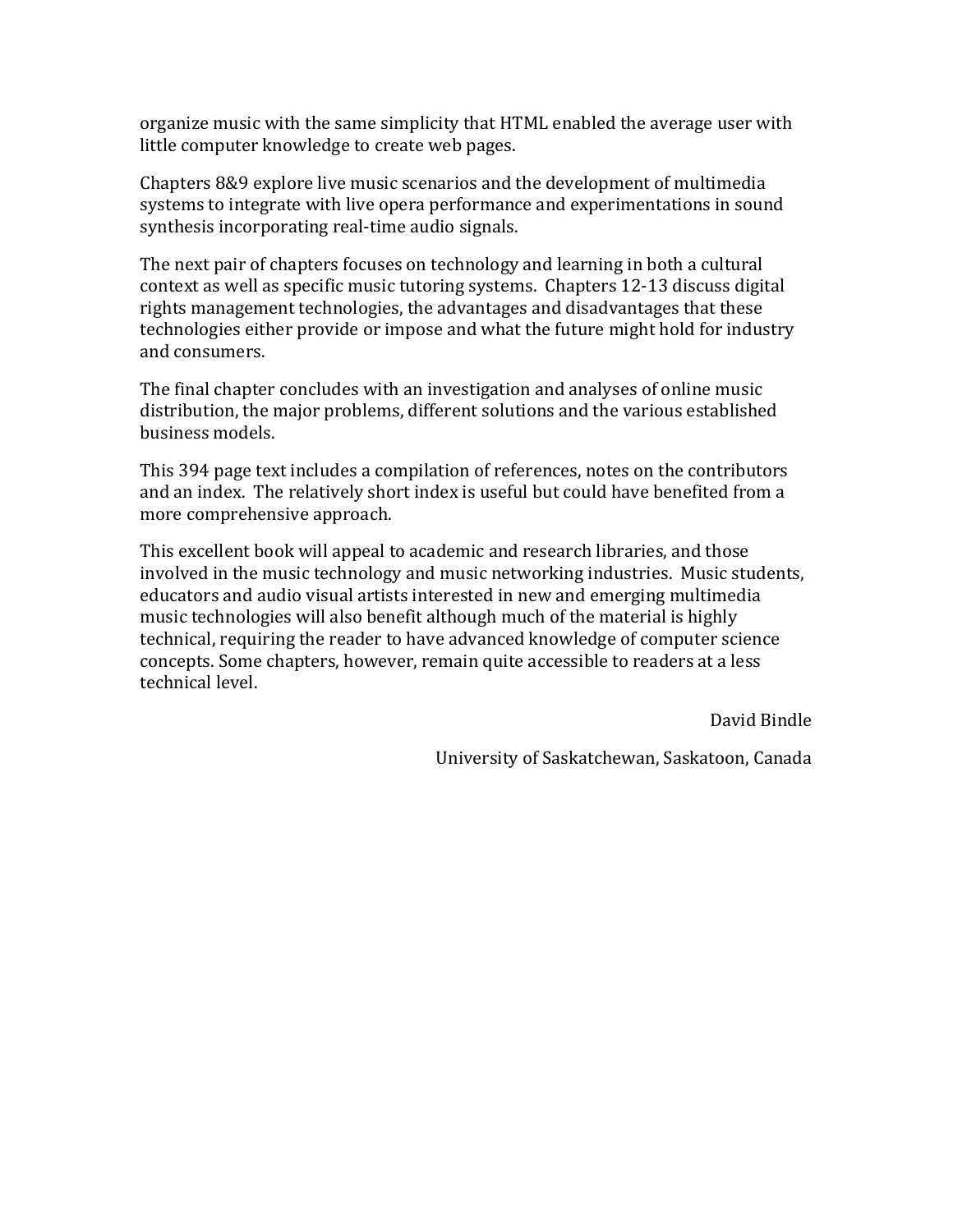organize music with the same simplicity that HTML enabled the average user with little computer knowledge to create web pages.

Chapters 8&9 explore live music scenarios and the development of multimedia systems to integrate with live opera performance and experimentations in sound synthesis incorporating real-time audio signals.

The next pair of chapters focuses on technology and learning in both a cultural context as well as specific music tutoring systems. Chapters 12-13 discuss digital rights management technologies, the advantages and disadvantages that these technologies either provide or impose and what the future might hold for industry and consumers.

The final chapter concludes with an investigation and analyses of online music distribution, the major problems, different solutions and the various established business models.

This 394 page text includes a compilation of references, notes on the contributors and an index. The relatively short index is useful but could have benefited from a more comprehensive approach.

This excellent book will appeal to academic and research libraries, and those involved in the music technology and music networking industries. Music students, educators and audio visual artists interested in new and emerging multimedia music technologies will also benefit although much of the material is highly technical, requiring the reader to have advanced knowledge of computer science concepts. Some chapters, however, remain quite accessible to readers at a less technical level.

David Bindle

University of Saskatchewan, Saskatoon, Canada